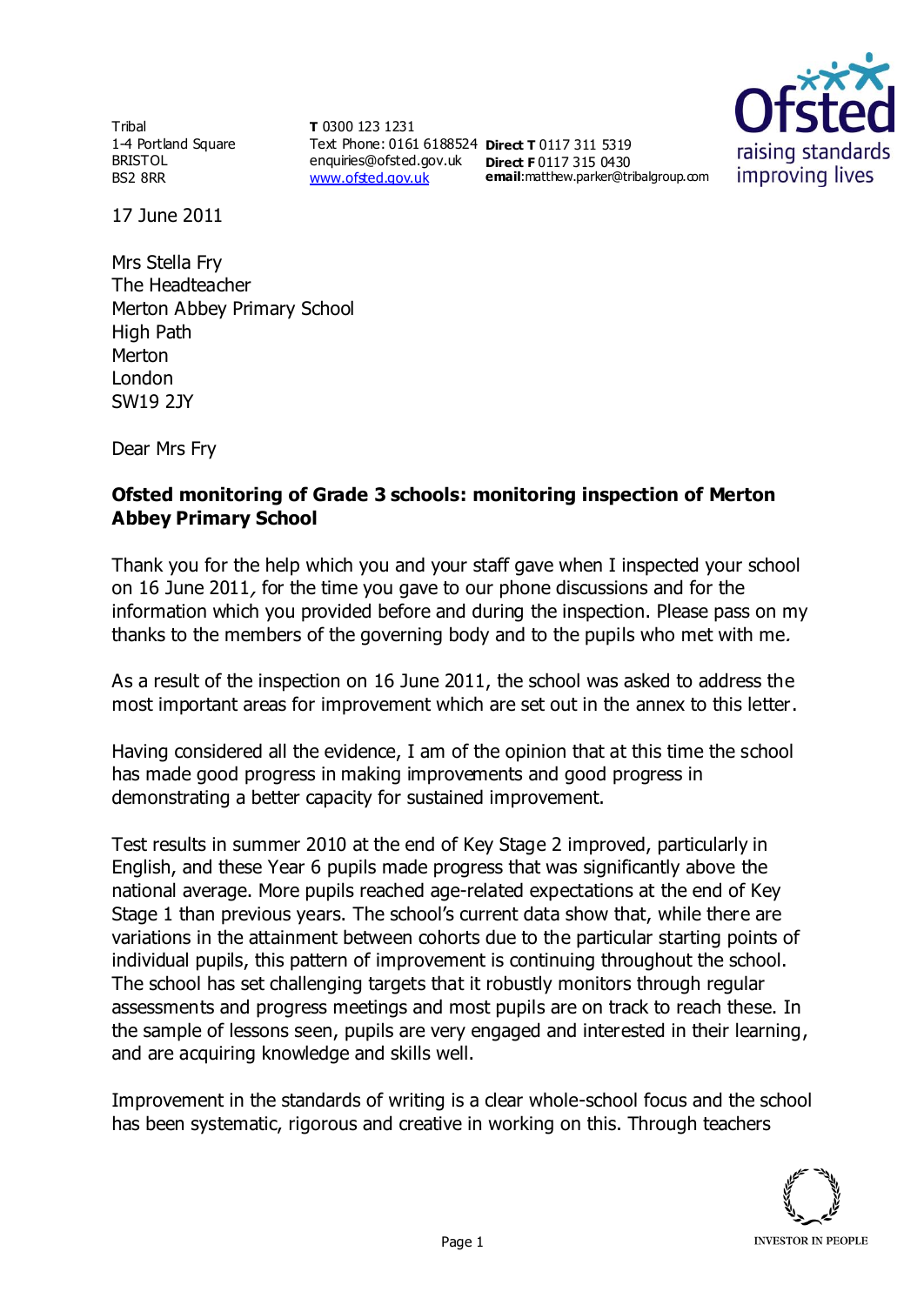Tribal
1-4 Portland Square
BRISTOL
BS2 8RR

**T** 0300 123 1231
Text Phone: 0161 6188524
enquiries@ofsted.gov.uk
[www.ofsted.gov.uk](http://www.ofsted.gov.uk)

**Direct T** 0117 311 5319
**Direct F** 0117 315 0430
**email**:matthew.parker@tribalgroup.com

17 June 2011

Mrs Stella Fry
The Headteacher
Merton Abbey Primary School
High Path
Merton
London
SW19 2JY

Dear Mrs Fry

**Ofsted monitoring of Grade 3 schools: monitoring inspection of Merton Abbey Primary School**

Thank you for the help which you and your staff gave when I inspected your school on 16 June 2011, for the time you gave to our phone discussions and for the information which you provided before and during the inspection. Please pass on my thanks to the members of the governing body and to the pupils who met with me.

As a result of the inspection on 16 June 2011, the school was asked to address the most important areas for improvement which are set out in the annex to this letter.

Having considered all the evidence, I am of the opinion that at this time the school has made good progress in making improvements and good progress in demonstrating a better capacity for sustained improvement.

Test results in summer 2010 at the end of Key Stage 2 improved, particularly in English, and these Year 6 pupils made progress that was significantly above the national average. More pupils reached age-related expectations at the end of Key Stage 1 than previous years. The school's current data show that, while there are variations in the attainment between cohorts due to the particular starting points of individual pupils, this pattern of improvement is continuing throughout the school. The school has set challenging targets that it robustly monitors through regular assessments and progress meetings and most pupils are on track to reach these. In the sample of lessons seen, pupils are very engaged and interested in their learning, and are acquiring knowledge and skills well.

Improvement in the standards of writing is a clear whole-school focus and the school has been systematic, rigorous and creative in working on this. Through teachers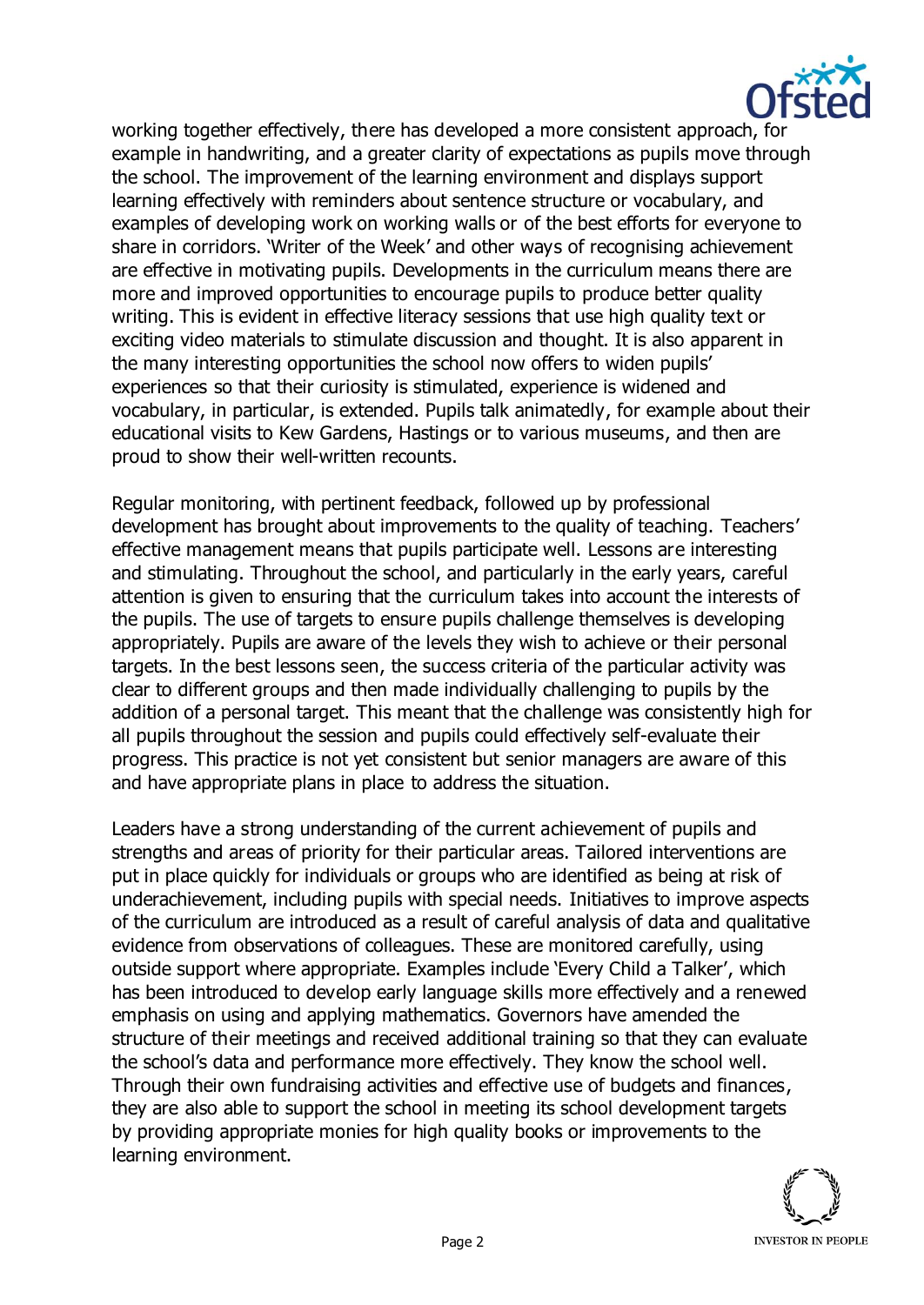working together effectively, there has developed a more consistent approach, for example in handwriting, and a greater clarity of expectations as pupils move through the school. The improvement of the learning environment and displays support learning effectively with reminders about sentence structure or vocabulary, and examples of developing work on working walls or of the best efforts for everyone to share in corridors. 'Writer of the Week' and other ways of recognising achievement are effective in motivating pupils. Developments in the curriculum means there are more and improved opportunities to encourage pupils to produce better quality writing. This is evident in effective literacy sessions that use high quality text or exciting video materials to stimulate discussion and thought. It is also apparent in the many interesting opportunities the school now offers to widen pupils' experiences so that their curiosity is stimulated, experience is widened and vocabulary, in particular, is extended. Pupils talk animatedly, for example about their educational visits to Kew Gardens, Hastings or to various museums, and then are proud to show their well-written recounts.

Regular monitoring, with pertinent feedback, followed up by professional development has brought about improvements to the quality of teaching. Teachers' effective management means that pupils participate well. Lessons are interesting and stimulating. Throughout the school, and particularly in the early years, careful attention is given to ensuring that the curriculum takes into account the interests of the pupils. The use of targets to ensure pupils challenge themselves is developing appropriately. Pupils are aware of the levels they wish to achieve or their personal targets. In the best lessons seen, the success criteria of the particular activity was clear to different groups and then made individually challenging to pupils by the addition of a personal target. This meant that the challenge was consistently high for all pupils throughout the session and pupils could effectively self-evaluate their progress. This practice is not yet consistent but senior managers are aware of this and have appropriate plans in place to address the situation.

Leaders have a strong understanding of the current achievement of pupils and strengths and areas of priority for their particular areas. Tailored interventions are put in place quickly for individuals or groups who are identified as being at risk of underachievement, including pupils with special needs. Initiatives to improve aspects of the curriculum are introduced as a result of careful analysis of data and qualitative evidence from observations of colleagues. These are monitored carefully, using outside support where appropriate. Examples include 'Every Child a Talker', which has been introduced to develop early language skills more effectively and a renewed emphasis on using and applying mathematics. Governors have amended the structure of their meetings and received additional training so that they can evaluate the school's data and performance more effectively. They know the school well. Through their own fundraising activities and effective use of budgets and finances, they are also able to support the school in meeting its school development targets by providing appropriate monies for high quality books or improvements to the learning environment.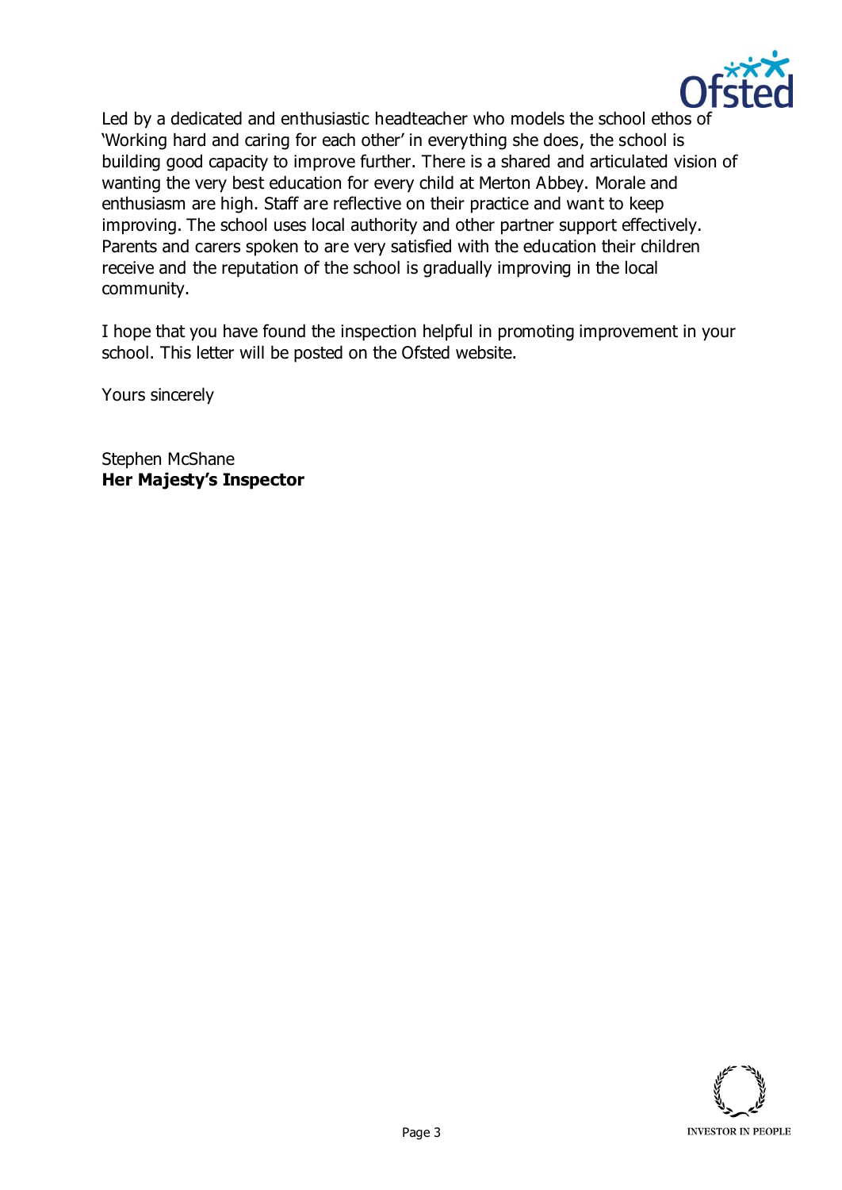Led by a dedicated and enthusiastic headteacher who models the school ethos of 'Working hard and caring for each other' in everything she does, the school is building good capacity to improve further. There is a shared and articulated vision of wanting the very best education for every child at Merton Abbey. Morale and enthusiasm are high. Staff are reflective on their practice and want to keep improving. The school uses local authority and other partner support effectively. Parents and carers spoken to are very satisfied with the education their children receive and the reputation of the school is gradually improving in the local community.

I hope that you have found the inspection helpful in promoting improvement in your school. This letter will be posted on the Ofsted website.

Yours sincerely

Stephen McShane
**Her Majesty's Inspector**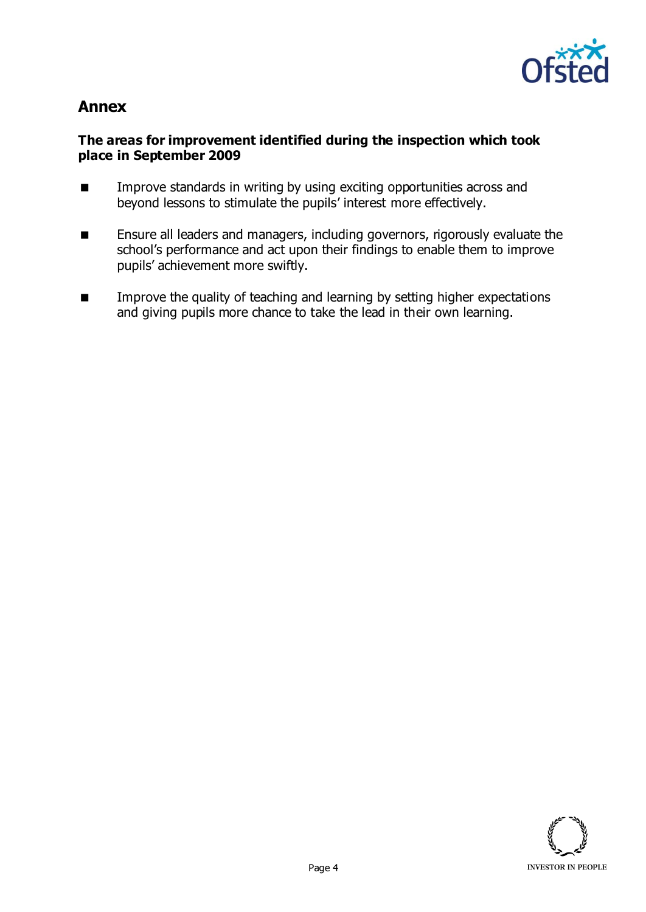## Annex

**The areas for improvement identified during the inspection which took place in September 2009**

- Improve standards in writing by using exciting opportunities across and beyond lessons to stimulate the pupils' interest more effectively.
- Ensure all leaders and managers, including governors, rigorously evaluate the school's performance and act upon their findings to enable them to improve pupils' achievement more swiftly.
- Improve the quality of teaching and learning by setting higher expectations and giving pupils more chance to take the lead in their own learning.